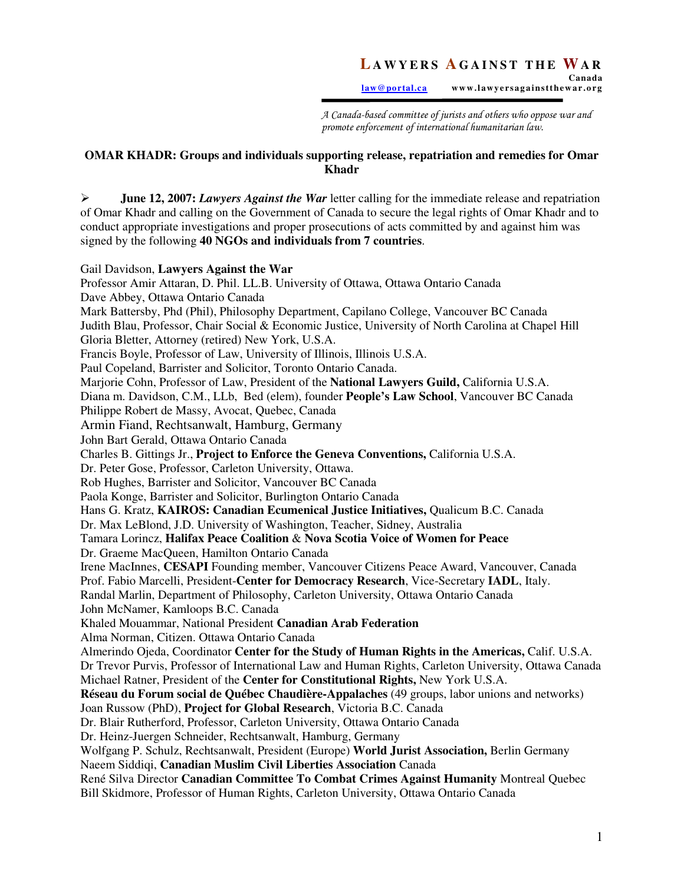**LAWYERS AGAINST THE WAR**
**Canada**
law@portal.ca    www.lawyersagainstthewar.org

*A Canada-based committee of jurists and others who oppose war and promote enforcement of international humanitarian law.*

## OMAR KHADR: Groups and individuals supporting release, repatriation and remedies for Omar Khadr

- **June 12, 2007:** ***Lawyers Against the War*** letter calling for the immediate release and repatriation of Omar Khadr and calling on the Government of Canada to secure the legal rights of Omar Khadr and to conduct appropriate investigations and proper prosecutions of acts committed by and against him was signed by the following **40 NGOs and individuals from 7 countries**.

Gail Davidson, **Lawyers Against the War**
Professor Amir Attaran, D. Phil. LL.B. University of Ottawa, Ottawa Ontario Canada
Dave Abbey, Ottawa Ontario Canada
Mark Battersby, Phd (Phil), Philosophy Department, Capilano College, Vancouver BC Canada
Judith Blau, Professor, Chair Social & Economic Justice, University of North Carolina at Chapel Hill
Gloria Bletter, Attorney (retired) New York, U.S.A.
Francis Boyle, Professor of Law, University of Illinois, Illinois U.S.A.
Paul Copeland, Barrister and Solicitor, Toronto Ontario Canada.
Marjorie Cohn, Professor of Law, President of the **National Lawyers Guild,** California U.S.A.
Diana m. Davidson, C.M., LLb, Bed (elem), founder **People's Law School**, Vancouver BC Canada
Philippe Robert de Massy, Avocat, Quebec, Canada
Armin Fiand, Rechtsanwalt, Hamburg, Germany
John Bart Gerald, Ottawa Ontario Canada
Charles B. Gittings Jr., **Project to Enforce the Geneva Conventions,** California U.S.A.
Dr. Peter Gose, Professor, Carleton University, Ottawa.
Rob Hughes, Barrister and Solicitor, Vancouver BC Canada
Paola Konge, Barrister and Solicitor, Burlington Ontario Canada
Hans G. Kratz, **KAIROS: Canadian Ecumenical Justice Initiatives,** Qualicum B.C. Canada
Dr. Max LeBlond, J.D. University of Washington, Teacher, Sidney, Australia
Tamara Lorincz, **Halifax Peace Coalition** & **Nova Scotia Voice of Women for Peace**
Dr. Graeme MacQueen, Hamilton Ontario Canada
Irene MacInnes, **CESAPI** Founding member, Vancouver Citizens Peace Award, Vancouver, Canada
Prof. Fabio Marcelli, President-**Center for Democracy Research**, Vice-Secretary **IADL**, Italy.
Randal Marlin, Department of Philosophy, Carleton University, Ottawa Ontario Canada
John McNamer, Kamloops B.C. Canada
Khaled Mouammar, National President **Canadian Arab Federation**
Alma Norman, Citizen. Ottawa Ontario Canada
Almerindo Ojeda, Coordinator **Center for the Study of Human Rights in the Americas,** Calif. U.S.A.
Dr Trevor Purvis, Professor of International Law and Human Rights, Carleton University, Ottawa Canada
Michael Ratner, President of the **Center for Constitutional Rights,** New York U.S.A.
**Réseau du Forum social de Québec Chaudière-Appalaches** (49 groups, labor unions and networks)
Joan Russow (PhD), **Project for Global Research**, Victoria B.C. Canada
Dr. Blair Rutherford, Professor, Carleton University, Ottawa Ontario Canada
Dr. Heinz-Juergen Schneider, Rechtsanwalt, Hamburg, Germany
Wolfgang P. Schulz, Rechtsanwalt, President (Europe) **World Jurist Association,** Berlin Germany
Naeem Siddiqi, **Canadian Muslim Civil Liberties Association** Canada
René Silva Director **Canadian Committee To Combat Crimes Against Humanity** Montreal Quebec
Bill Skidmore, Professor of Human Rights, Carleton University, Ottawa Ontario Canada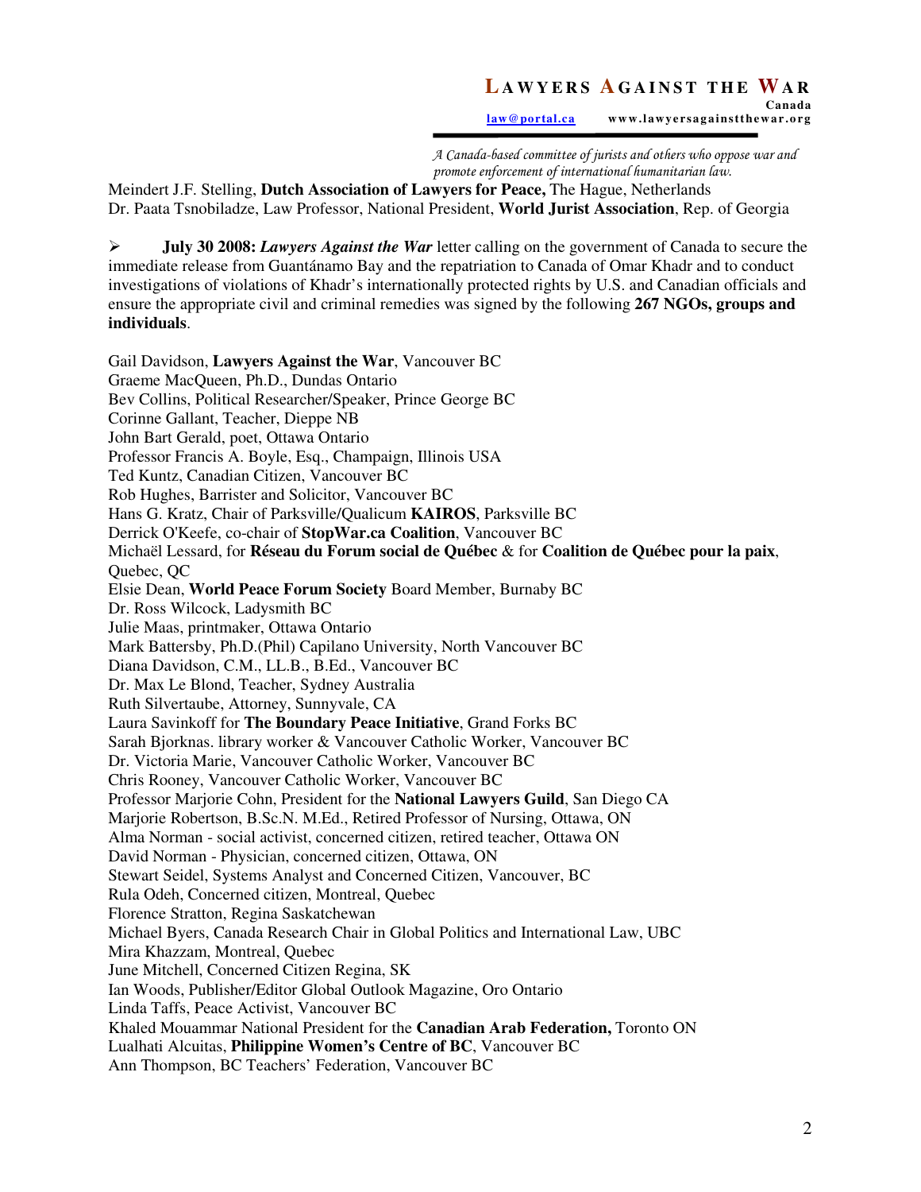Meindert J.F. Stelling, **Dutch Association of Lawyers for Peace,** The Hague, Netherlands
Dr. Paata Tsnobiladze, Law Professor, National President, **World Jurist Association**, Rep. of Georgia

- **July 30 2008:** ***Lawyers Against the War*** letter calling on the government of Canada to secure the immediate release from Guantánamo Bay and the repatriation to Canada of Omar Khadr and to conduct investigations of violations of Khadr's internationally protected rights by U.S. and Canadian officials and ensure the appropriate civil and criminal remedies was signed by the following **267 NGOs, groups and individuals**.

Gail Davidson, **Lawyers Against the War**, Vancouver BC
Graeme MacQueen, Ph.D., Dundas Ontario
Bev Collins, Political Researcher/Speaker, Prince George BC
Corinne Gallant, Teacher, Dieppe NB
John Bart Gerald, poet, Ottawa Ontario
Professor Francis A. Boyle, Esq., Champaign, Illinois USA
Ted Kuntz, Canadian Citizen, Vancouver BC
Rob Hughes, Barrister and Solicitor, Vancouver BC
Hans G. Kratz, Chair of Parksville/Qualicum **KAIROS**, Parksville BC
Derrick O'Keefe, co-chair of **StopWar.ca Coalition**, Vancouver BC
Michaël Lessard, for **Réseau du Forum social de Québec** & for **Coalition de Québec pour la paix**, Quebec, QC
Elsie Dean, **World Peace Forum Society** Board Member, Burnaby BC
Dr. Ross Wilcock, Ladysmith BC
Julie Maas, printmaker, Ottawa Ontario
Mark Battersby, Ph.D.(Phil) Capilano University, North Vancouver BC
Diana Davidson, C.M., LL.B., B.Ed., Vancouver BC
Dr. Max Le Blond, Teacher, Sydney Australia
Ruth Silvertaube, Attorney, Sunnyvale, CA
Laura Savinkoff for **The Boundary Peace Initiative**, Grand Forks BC
Sarah Bjorknas. library worker & Vancouver Catholic Worker, Vancouver BC
Dr. Victoria Marie, Vancouver Catholic Worker, Vancouver BC
Chris Rooney, Vancouver Catholic Worker, Vancouver BC
Professor Marjorie Cohn, President for the **National Lawyers Guild**, San Diego CA
Marjorie Robertson, B.Sc.N. M.Ed., Retired Professor of Nursing, Ottawa, ON
Alma Norman - social activist, concerned citizen, retired teacher, Ottawa ON
David Norman - Physician, concerned citizen, Ottawa, ON
Stewart Seidel, Systems Analyst and Concerned Citizen, Vancouver, BC
Rula Odeh, Concerned citizen, Montreal, Quebec
Florence Stratton, Regina Saskatchewan
Michael Byers, Canada Research Chair in Global Politics and International Law, UBC
Mira Khazzam, Montreal, Quebec
June Mitchell, Concerned Citizen Regina, SK
Ian Woods, Publisher/Editor Global Outlook Magazine, Oro Ontario
Linda Taffs, Peace Activist, Vancouver BC
Khaled Mouammar National President for the **Canadian Arab Federation,** Toronto ON
Lualhati Alcuitas, **Philippine Women's Centre of BC**, Vancouver BC
Ann Thompson, BC Teachers' Federation, Vancouver BC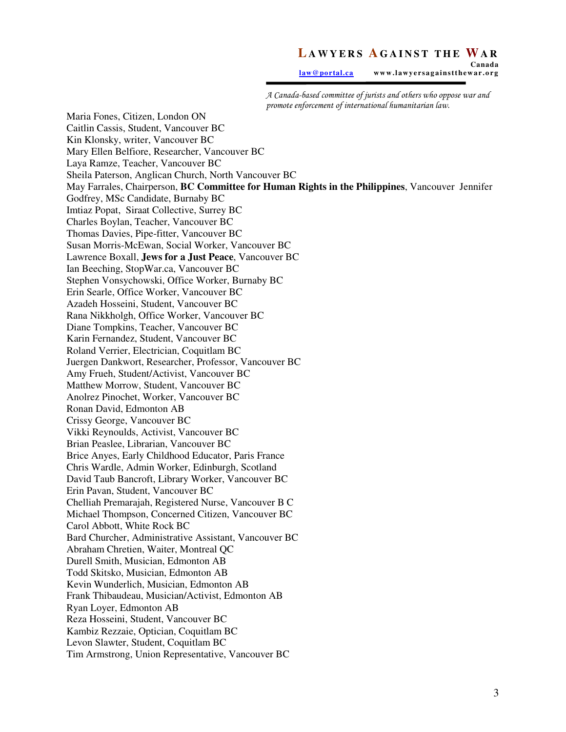Maria Fones, Citizen, London ON
Caitlin Cassis, Student, Vancouver BC
Kin Klonsky, writer, Vancouver BC
Mary Ellen Belfiore, Researcher, Vancouver BC
Laya Ramze, Teacher, Vancouver BC
Sheila Paterson, Anglican Church, North Vancouver BC
May Farrales, Chairperson, **BC Committee for Human Rights in the Philippines**, Vancouver Jennifer Godfrey, MSc Candidate, Burnaby BC
Imtiaz Popat, Siraat Collective, Surrey BC
Charles Boylan, Teacher, Vancouver BC
Thomas Davies, Pipe-fitter, Vancouver BC
Susan Morris-McEwan, Social Worker, Vancouver BC
Lawrence Boxall, **Jews for a Just Peace**, Vancouver BC
Ian Beeching, StopWar.ca, Vancouver BC
Stephen Vonsychowski, Office Worker, Burnaby BC
Erin Searle, Office Worker, Vancouver BC
Azadeh Hosseini, Student, Vancouver BC
Rana Nikkholgh, Office Worker, Vancouver BC
Diane Tompkins, Teacher, Vancouver BC
Karin Fernandez, Student, Vancouver BC
Roland Verrier, Electrician, Coquitlam BC
Juergen Dankwort, Researcher, Professor, Vancouver BC
Amy Frueh, Student/Activist, Vancouver BC
Matthew Morrow, Student, Vancouver BC
Anolrez Pinochet, Worker, Vancouver BC
Ronan David, Edmonton AB
Crissy George, Vancouver BC
Vikki Reynoulds, Activist, Vancouver BC
Brian Peaslee, Librarian, Vancouver BC
Brice Anyes, Early Childhood Educator, Paris France
Chris Wardle, Admin Worker, Edinburgh, Scotland
David Taub Bancroft, Library Worker, Vancouver BC
Erin Pavan, Student, Vancouver BC
Chelliah Premarajah, Registered Nurse, Vancouver B C
Michael Thompson, Concerned Citizen, Vancouver BC
Carol Abbott, White Rock BC
Bard Churcher, Administrative Assistant, Vancouver BC
Abraham Chretien, Waiter, Montreal QC
Durell Smith, Musician, Edmonton AB
Todd Skitsko, Musician, Edmonton AB
Kevin Wunderlich, Musician, Edmonton AB
Frank Thibaudeau, Musician/Activist, Edmonton AB
Ryan Loyer, Edmonton AB
Reza Hosseini, Student, Vancouver BC
Kambiz Rezzaie, Optician, Coquitlam BC
Levon Slawter, Student, Coquitlam BC
Tim Armstrong, Union Representative, Vancouver BC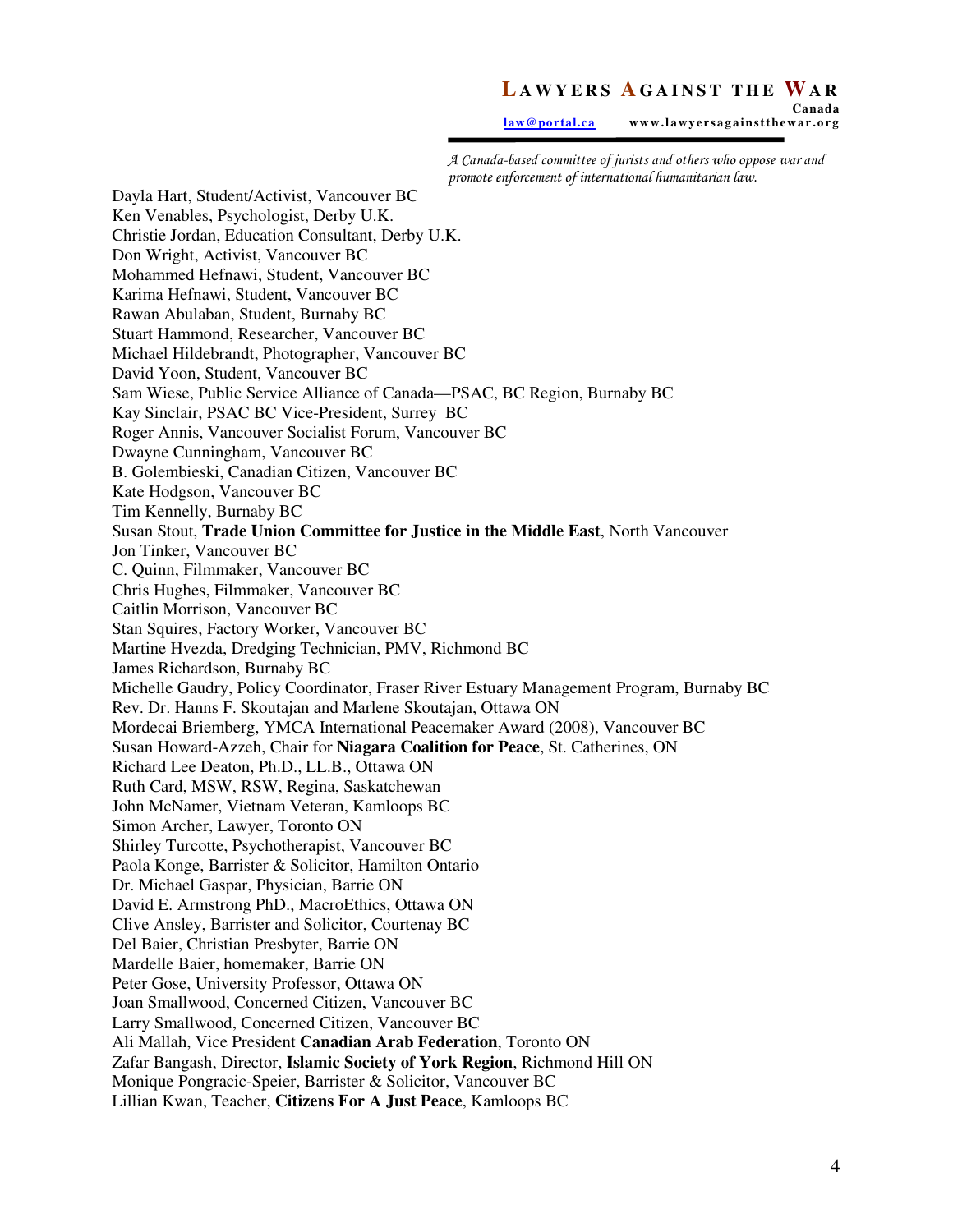Dayla Hart, Student/Activist, Vancouver BC
Ken Venables, Psychologist, Derby U.K.
Christie Jordan, Education Consultant, Derby U.K.
Don Wright, Activist, Vancouver BC
Mohammed Hefnawi, Student, Vancouver BC
Karima Hefnawi, Student, Vancouver BC
Rawan Abulaban, Student, Burnaby BC
Stuart Hammond, Researcher, Vancouver BC
Michael Hildebrandt, Photographer, Vancouver BC
David Yoon, Student, Vancouver BC
Sam Wiese, Public Service Alliance of Canada—PSAC, BC Region, Burnaby BC
Kay Sinclair, PSAC BC Vice-President, Surrey BC
Roger Annis, Vancouver Socialist Forum, Vancouver BC
Dwayne Cunningham, Vancouver BC
B. Golembieski, Canadian Citizen, Vancouver BC
Kate Hodgson, Vancouver BC
Tim Kennelly, Burnaby BC
Susan Stout, **Trade Union Committee for Justice in the Middle East**, North Vancouver
Jon Tinker, Vancouver BC
C. Quinn, Filmmaker, Vancouver BC
Chris Hughes, Filmmaker, Vancouver BC
Caitlin Morrison, Vancouver BC
Stan Squires, Factory Worker, Vancouver BC
Martine Hvezda, Dredging Technician, PMV, Richmond BC
James Richardson, Burnaby BC
Michelle Gaudry, Policy Coordinator, Fraser River Estuary Management Program, Burnaby BC
Rev. Dr. Hanns F. Skoutajan and Marlene Skoutajan, Ottawa ON
Mordecai Briemberg, YMCA International Peacemaker Award (2008), Vancouver BC
Susan Howard-Azzeh, Chair for **Niagara Coalition for Peace**, St. Catherines, ON
Richard Lee Deaton, Ph.D., LL.B., Ottawa ON
Ruth Card, MSW, RSW, Regina, Saskatchewan
John McNamer, Vietnam Veteran, Kamloops BC
Simon Archer, Lawyer, Toronto ON
Shirley Turcotte, Psychotherapist, Vancouver BC
Paola Konge, Barrister & Solicitor, Hamilton Ontario
Dr. Michael Gaspar, Physician, Barrie ON
David E. Armstrong PhD., MacroEthics, Ottawa ON
Clive Ansley, Barrister and Solicitor, Courtenay BC
Del Baier, Christian Presbyter, Barrie ON
Mardelle Baier, homemaker, Barrie ON
Peter Gose, University Professor, Ottawa ON
Joan Smallwood, Concerned Citizen, Vancouver BC
Larry Smallwood, Concerned Citizen, Vancouver BC
Ali Mallah, Vice President **Canadian Arab Federation**, Toronto ON
Zafar Bangash, Director, **Islamic Society of York Region**, Richmond Hill ON
Monique Pongracic-Speier, Barrister & Solicitor, Vancouver BC
Lillian Kwan, Teacher, **Citizens For A Just Peace**, Kamloops BC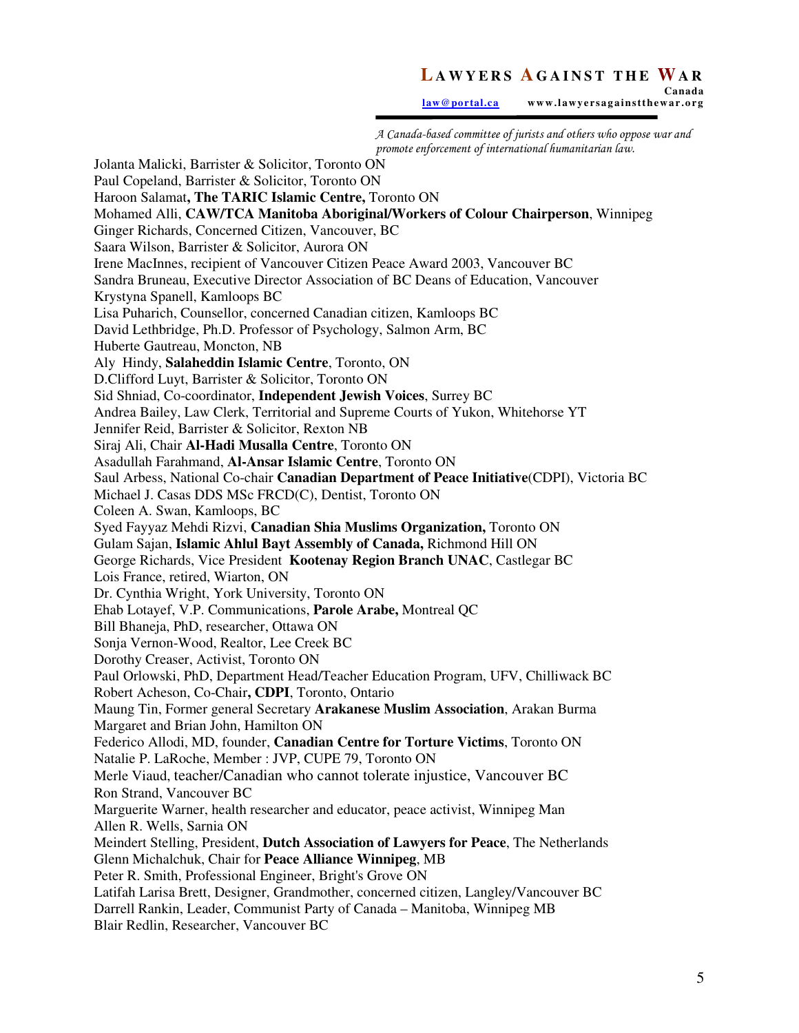Jolanta Malicki, Barrister & Solicitor, Toronto ON
Paul Copeland, Barrister & Solicitor, Toronto ON
Haroon Salamat**, The TARIC Islamic Centre,** Toronto ON
Mohamed Alli, **CAW/TCA Manitoba Aboriginal/Workers of Colour Chairperson**, Winnipeg
Ginger Richards, Concerned Citizen, Vancouver, BC
Saara Wilson, Barrister & Solicitor, Aurora ON
Irene MacInnes, recipient of Vancouver Citizen Peace Award 2003, Vancouver BC
Sandra Bruneau, Executive Director Association of BC Deans of Education, Vancouver
Krystyna Spanell, Kamloops BC
Lisa Puharich, Counsellor, concerned Canadian citizen, Kamloops BC
David Lethbridge, Ph.D. Professor of Psychology, Salmon Arm, BC
Huberte Gautreau, Moncton, NB
Aly Hindy, **Salaheddin Islamic Centre**, Toronto, ON
D.Clifford Luyt, Barrister & Solicitor, Toronto ON
Sid Shniad, Co-coordinator, **Independent Jewish Voices**, Surrey BC
Andrea Bailey, Law Clerk, Territorial and Supreme Courts of Yukon, Whitehorse YT
Jennifer Reid, Barrister & Solicitor, Rexton NB
Siraj Ali, Chair **Al-Hadi Musalla Centre**, Toronto ON
Asadullah Farahmand, **Al-Ansar Islamic Centre**, Toronto ON
Saul Arbess, National Co-chair **Canadian Department of Peace Initiative**(CDPI), Victoria BC
Michael J. Casas DDS MSc FRCD(C), Dentist, Toronto ON
Coleen A. Swan, Kamloops, BC
Syed Fayyaz Mehdi Rizvi, **Canadian Shia Muslims Organization,** Toronto ON
Gulam Sajan, **Islamic Ahlul Bayt Assembly of Canada,** Richmond Hill ON
George Richards, Vice President **Kootenay Region Branch UNAC**, Castlegar BC
Lois France, retired, Wiarton, ON
Dr. Cynthia Wright, York University, Toronto ON
Ehab Lotayef, V.P. Communications, **Parole Arabe,** Montreal QC
Bill Bhaneja, PhD, researcher, Ottawa ON
Sonja Vernon-Wood, Realtor, Lee Creek BC
Dorothy Creaser, Activist, Toronto ON
Paul Orlowski, PhD, Department Head/Teacher Education Program, UFV, Chilliwack BC
Robert Acheson, Co-Chair**, CDPI**, Toronto, Ontario
Maung Tin, Former general Secretary **Arakanese Muslim Association**, Arakan Burma
Margaret and Brian John, Hamilton ON
Federico Allodi, MD, founder, **Canadian Centre for Torture Victims**, Toronto ON
Natalie P. LaRoche, Member : JVP, CUPE 79, Toronto ON
Merle Viaud, teacher/Canadian who cannot tolerate injustice, Vancouver BC
Ron Strand, Vancouver BC
Marguerite Warner, health researcher and educator, peace activist, Winnipeg Man
Allen R. Wells, Sarnia ON
Meindert Stelling, President, **Dutch Association of Lawyers for Peace**, The Netherlands
Glenn Michalchuk, Chair for **Peace Alliance Winnipeg**, MB
Peter R. Smith, Professional Engineer, Bright's Grove ON
Latifah Larisa Brett, Designer, Grandmother, concerned citizen, Langley/Vancouver BC
Darrell Rankin, Leader, Communist Party of Canada – Manitoba, Winnipeg MB
Blair Redlin, Researcher, Vancouver BC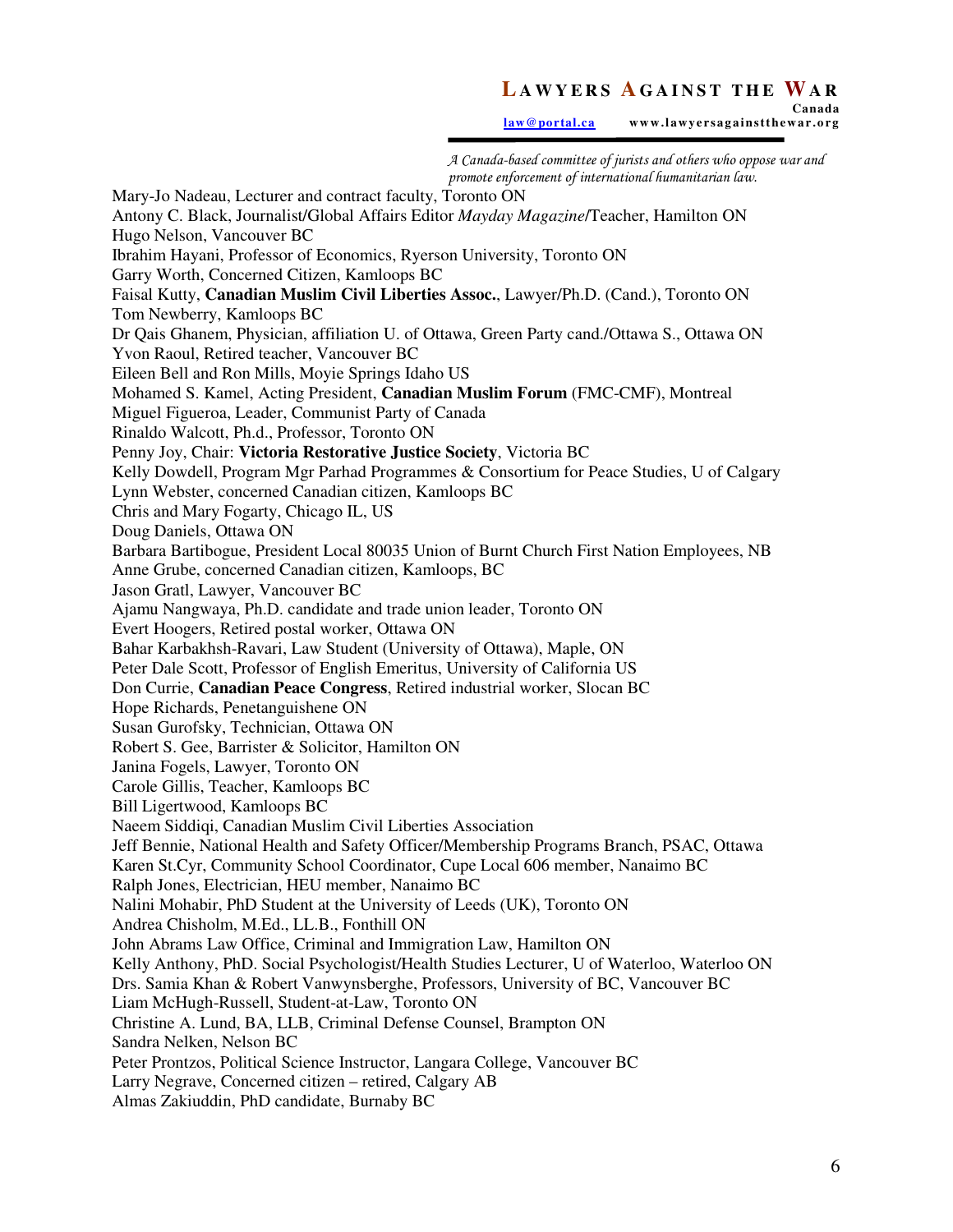Mary-Jo Nadeau, Lecturer and contract faculty, Toronto ON
Antony C. Black, Journalist/Global Affairs Editor *Mayday Magazine*/Teacher, Hamilton ON
Hugo Nelson, Vancouver BC
Ibrahim Hayani, Professor of Economics, Ryerson University, Toronto ON
Garry Worth, Concerned Citizen, Kamloops BC
Faisal Kutty, **Canadian Muslim Civil Liberties Assoc.**, Lawyer/Ph.D. (Cand.), Toronto ON
Tom Newberry, Kamloops BC
Dr Qais Ghanem, Physician, affiliation U. of Ottawa, Green Party cand./Ottawa S., Ottawa ON
Yvon Raoul, Retired teacher, Vancouver BC
Eileen Bell and Ron Mills, Moyie Springs Idaho US
Mohamed S. Kamel, Acting President, **Canadian Muslim Forum** (FMC-CMF), Montreal
Miguel Figueroa, Leader, Communist Party of Canada
Rinaldo Walcott, Ph.d., Professor, Toronto ON
Penny Joy, Chair: **Victoria Restorative Justice Society**, Victoria BC
Kelly Dowdell, Program Mgr Parhad Programmes & Consortium for Peace Studies, U of Calgary
Lynn Webster, concerned Canadian citizen, Kamloops BC
Chris and Mary Fogarty, Chicago IL, US
Doug Daniels, Ottawa ON
Barbara Bartibogue, President Local 80035 Union of Burnt Church First Nation Employees, NB
Anne Grube, concerned Canadian citizen, Kamloops, BC
Jason Gratl, Lawyer, Vancouver BC
Ajamu Nangwaya, Ph.D. candidate and trade union leader, Toronto ON
Evert Hoogers, Retired postal worker, Ottawa ON
Bahar Karbakhsh-Ravari, Law Student (University of Ottawa), Maple, ON
Peter Dale Scott, Professor of English Emeritus, University of California US
Don Currie, **Canadian Peace Congress**, Retired industrial worker, Slocan BC
Hope Richards, Penetanguishene ON
Susan Gurofsky, Technician, Ottawa ON
Robert S. Gee, Barrister & Solicitor, Hamilton ON
Janina Fogels, Lawyer, Toronto ON
Carole Gillis, Teacher, Kamloops BC
Bill Ligertwood, Kamloops BC
Naeem Siddiqi, Canadian Muslim Civil Liberties Association
Jeff Bennie, National Health and Safety Officer/Membership Programs Branch, PSAC, Ottawa
Karen St.Cyr, Community School Coordinator, Cupe Local 606 member, Nanaimo BC
Ralph Jones, Electrician, HEU member, Nanaimo BC
Nalini Mohabir, PhD Student at the University of Leeds (UK), Toronto ON
Andrea Chisholm, M.Ed., LL.B., Fonthill ON
John Abrams Law Office, Criminal and Immigration Law, Hamilton ON
Kelly Anthony, PhD. Social Psychologist/Health Studies Lecturer, U of Waterloo, Waterloo ON
Drs. Samia Khan & Robert Vanwynsberghe, Professors, University of BC, Vancouver BC
Liam McHugh-Russell, Student-at-Law, Toronto ON
Christine A. Lund, BA, LLB, Criminal Defense Counsel, Brampton ON
Sandra Nelken, Nelson BC
Peter Prontzos, Political Science Instructor, Langara College, Vancouver BC
Larry Negrave, Concerned citizen – retired, Calgary AB
Almas Zakiuddin, PhD candidate, Burnaby BC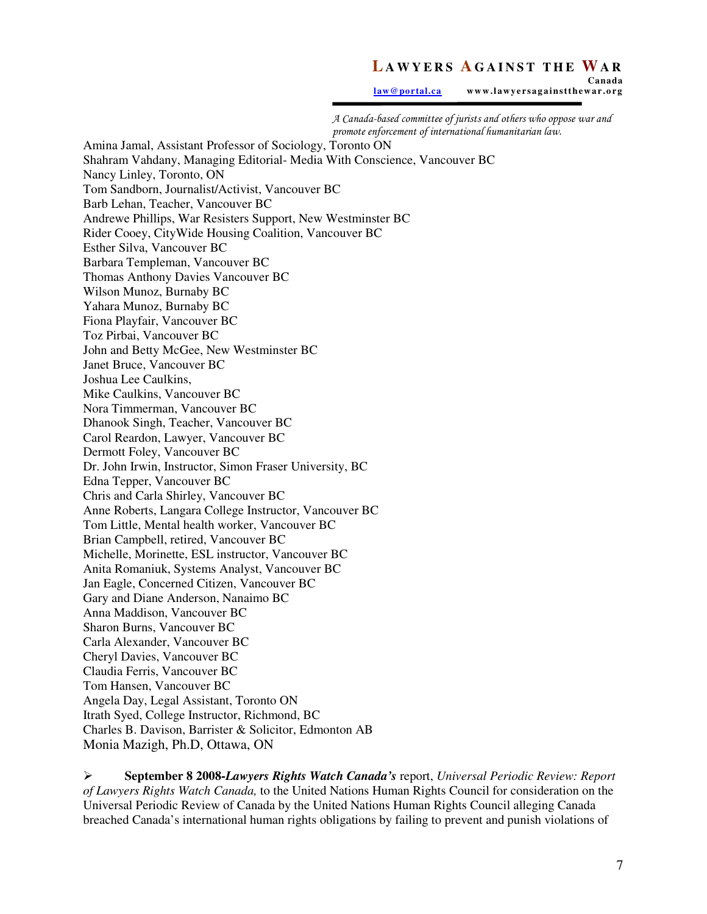Amina Jamal, Assistant Professor of Sociology, Toronto ON
Shahram Vahdany, Managing Editorial- Media With Conscience, Vancouver BC
Nancy Linley, Toronto, ON
Tom Sandborn, Journalist/Activist, Vancouver BC
Barb Lehan, Teacher, Vancouver BC
Andrewe Phillips, War Resisters Support, New Westminster BC
Rider Cooey, CityWide Housing Coalition, Vancouver BC
Esther Silva, Vancouver BC
Barbara Templeman, Vancouver BC
Thomas Anthony Davies Vancouver BC
Wilson Munoz, Burnaby BC
Yahara Munoz, Burnaby BC
Fiona Playfair, Vancouver BC
Toz Pirbai, Vancouver BC
John and Betty McGee, New Westminster BC
Janet Bruce, Vancouver BC
Joshua Lee Caulkins,
Mike Caulkins, Vancouver BC
Nora Timmerman, Vancouver BC
Dhanook Singh, Teacher, Vancouver BC
Carol Reardon, Lawyer, Vancouver BC
Dermott Foley, Vancouver BC
Dr. John Irwin, Instructor, Simon Fraser University, BC
Edna Tepper, Vancouver BC
Chris and Carla Shirley, Vancouver BC
Anne Roberts, Langara College Instructor, Vancouver BC
Tom Little, Mental health worker, Vancouver BC
Brian Campbell, retired, Vancouver BC
Michelle, Morinette, ESL instructor, Vancouver BC
Anita Romaniuk, Systems Analyst, Vancouver BC
Jan Eagle, Concerned Citizen, Vancouver BC
Gary and Diane Anderson, Nanaimo BC
Anna Maddison, Vancouver BC
Sharon Burns, Vancouver BC
Carla Alexander, Vancouver BC
Cheryl Davies, Vancouver BC
Claudia Ferris, Vancouver BC
Tom Hansen, Vancouver BC
Angela Day, Legal Assistant, Toronto ON
Itrath Syed, College Instructor, Richmond, BC
Charles B. Davison, Barrister & Solicitor, Edmonton AB
Monia Mazigh, Ph.D, Ottawa, ON

- **September 8 2008-*Lawyers Rights Watch Canada's*** report, *Universal Periodic Review: Report of Lawyers Rights Watch Canada,* to the United Nations Human Rights Council for consideration on the Universal Periodic Review of Canada by the United Nations Human Rights Council alleging Canada breached Canada's international human rights obligations by failing to prevent and punish violations of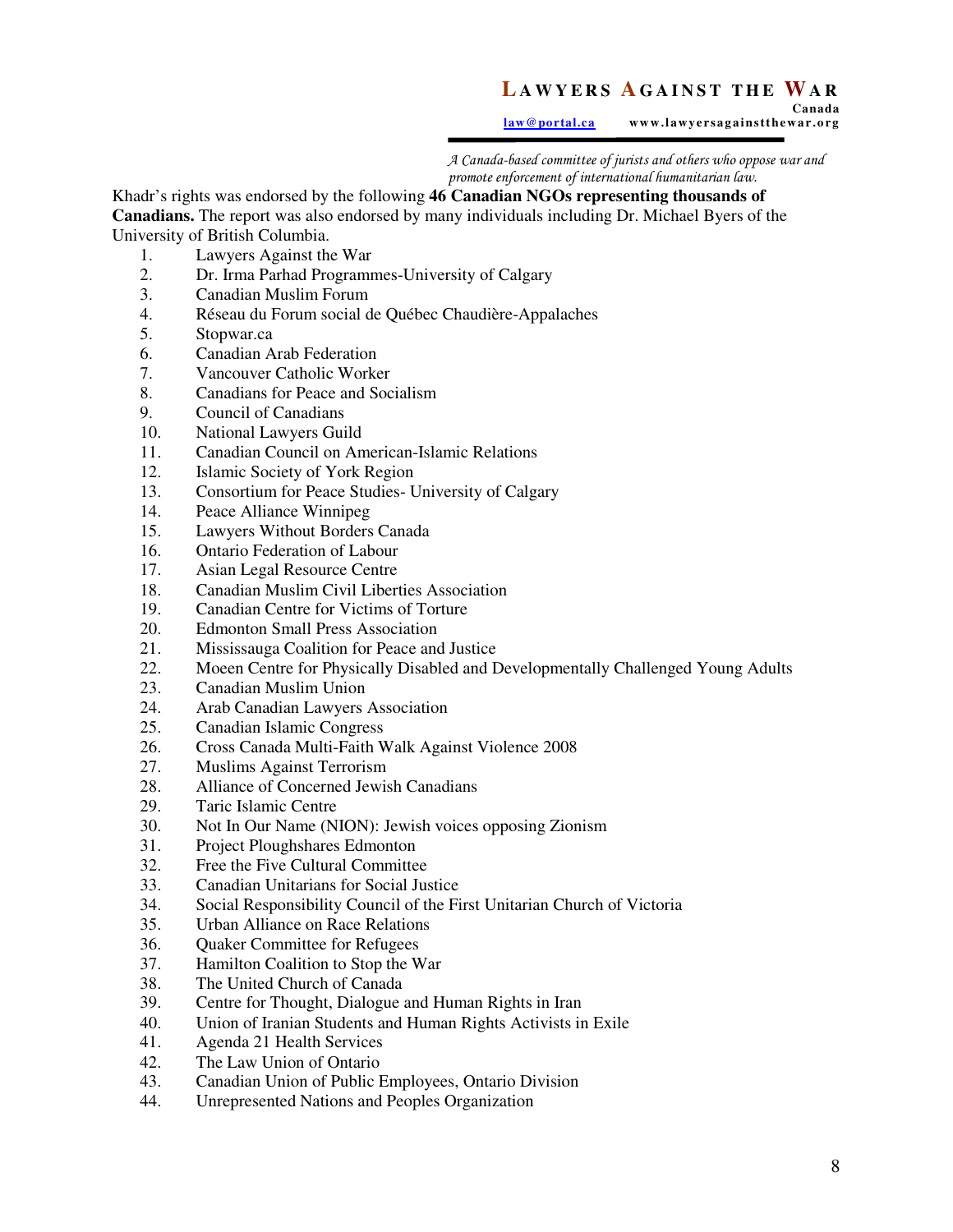Khadr's rights was endorsed by the following **46 Canadian NGOs representing thousands of Canadians.** The report was also endorsed by many individuals including Dr. Michael Byers of the University of British Columbia.

1. Lawyers Against the War
2. Dr. Irma Parhad Programmes-University of Calgary
3. Canadian Muslim Forum
4. Réseau du Forum social de Québec Chaudière-Appalaches
5. Stopwar.ca
6. Canadian Arab Federation
7. Vancouver Catholic Worker
8. Canadians for Peace and Socialism
9. Council of Canadians
10. National Lawyers Guild
11. Canadian Council on American-Islamic Relations
12. Islamic Society of York Region
13. Consortium for Peace Studies- University of Calgary
14. Peace Alliance Winnipeg
15. Lawyers Without Borders Canada
16. Ontario Federation of Labour
17. Asian Legal Resource Centre
18. Canadian Muslim Civil Liberties Association
19. Canadian Centre for Victims of Torture
20. Edmonton Small Press Association
21. Mississauga Coalition for Peace and Justice
22. Moeen Centre for Physically Disabled and Developmentally Challenged Young Adults
23. Canadian Muslim Union
24. Arab Canadian Lawyers Association
25. Canadian Islamic Congress
26. Cross Canada Multi-Faith Walk Against Violence 2008
27. Muslims Against Terrorism
28. Alliance of Concerned Jewish Canadians
29. Taric Islamic Centre
30. Not In Our Name (NION): Jewish voices opposing Zionism
31. Project Ploughshares Edmonton
32. Free the Five Cultural Committee
33. Canadian Unitarians for Social Justice
34. Social Responsibility Council of the First Unitarian Church of Victoria
35. Urban Alliance on Race Relations
36. Quaker Committee for Refugees
37. Hamilton Coalition to Stop the War
38. The United Church of Canada
39. Centre for Thought, Dialogue and Human Rights in Iran
40. Union of Iranian Students and Human Rights Activists in Exile
41. Agenda 21 Health Services
42. The Law Union of Ontario
43. Canadian Union of Public Employees, Ontario Division
44. Unrepresented Nations and Peoples Organization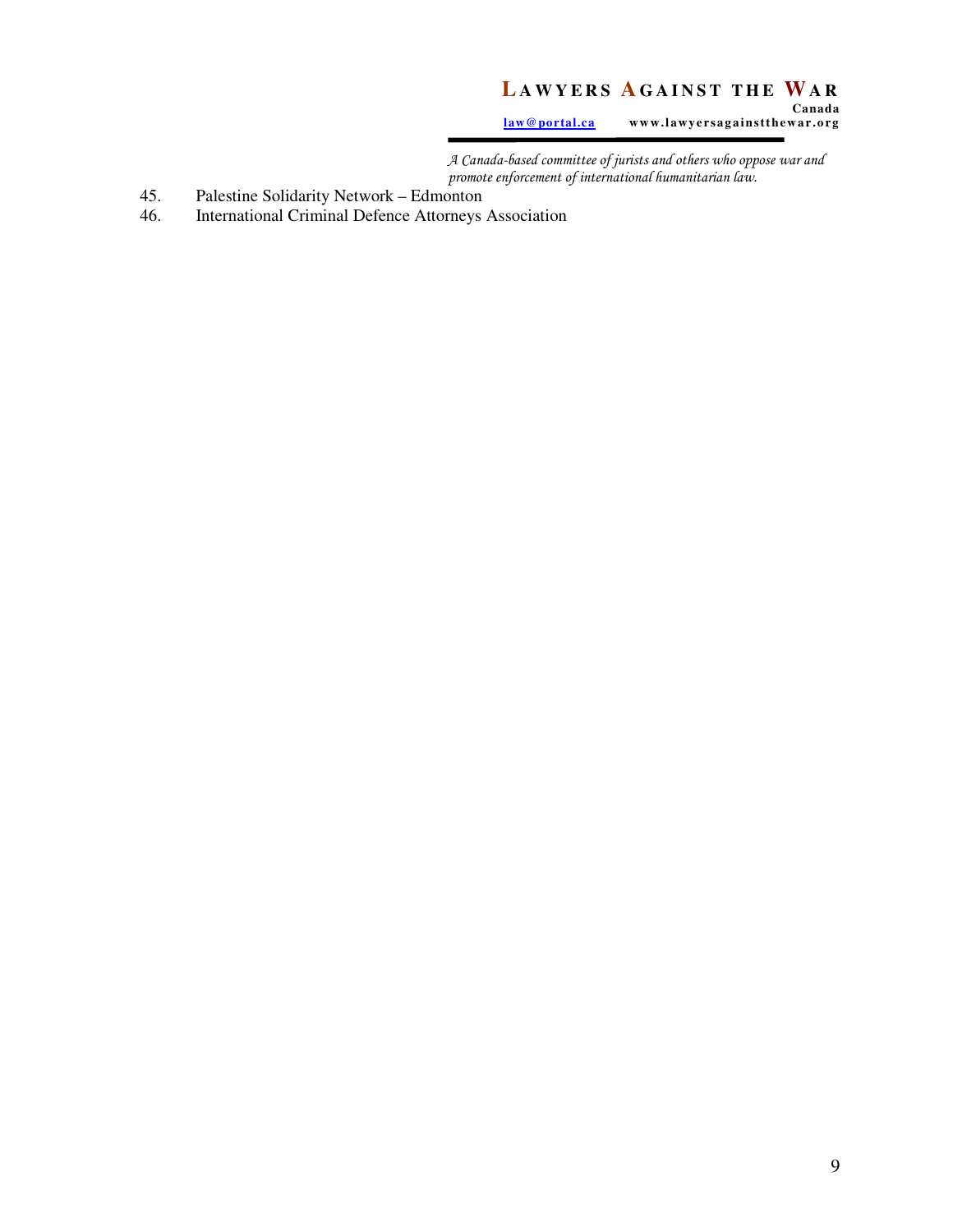45. Palestine Solidarity Network – Edmonton
46. International Criminal Defence Attorneys Association